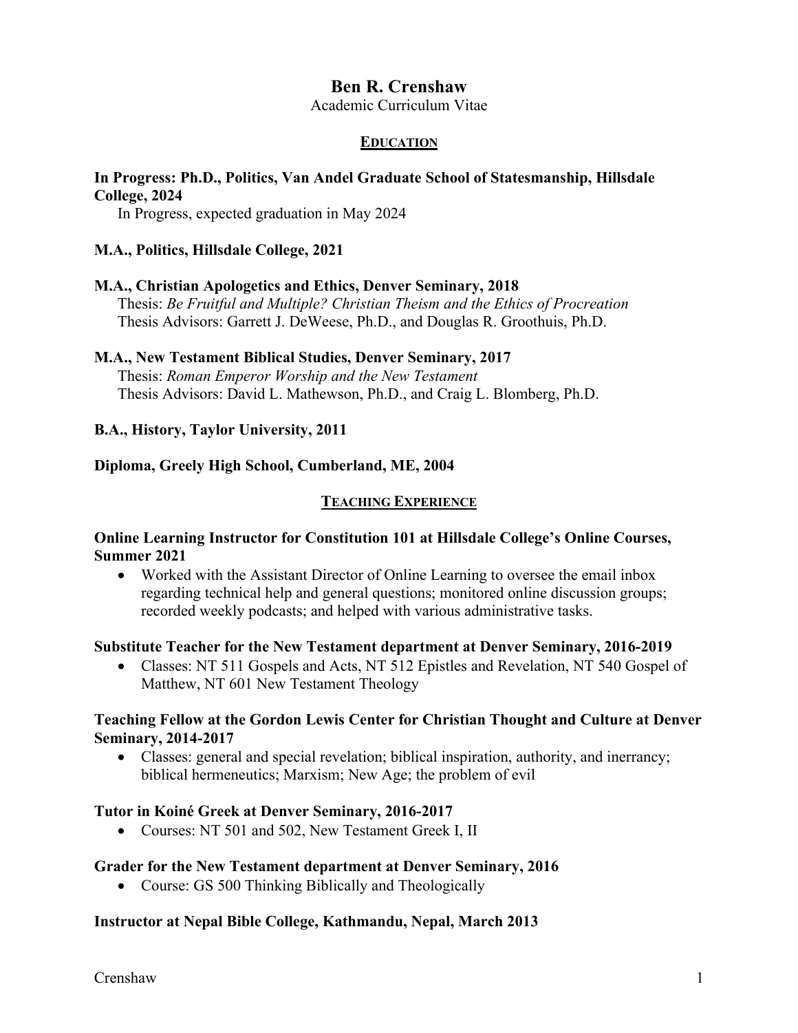# Ben R. Crenshaw

Academic Curriculum Vitae

## EDUCATION

**In Progress: Ph.D., Politics, Van Andel Graduate School of Statesmanship, Hillsdale College, 2024**

In Progress, expected graduation in May 2024

**M.A., Politics, Hillsdale College, 2021**

**M.A., Christian Apologetics and Ethics, Denver Seminary, 2018**

Thesis: *Be Fruitful and Multiple? Christian Theism and the Ethics of Procreation*
Thesis Advisors: Garrett J. DeWeese, Ph.D., and Douglas R. Groothuis, Ph.D.

**M.A., New Testament Biblical Studies, Denver Seminary, 2017**

Thesis: *Roman Emperor Worship and the New Testament*
Thesis Advisors: David L. Mathewson, Ph.D., and Craig L. Blomberg, Ph.D.

**B.A., History, Taylor University, 2011**

**Diploma, Greely High School, Cumberland, ME, 2004**

## TEACHING EXPERIENCE

**Online Learning Instructor for Constitution 101 at Hillsdale College's Online Courses, Summer 2021**

- Worked with the Assistant Director of Online Learning to oversee the email inbox regarding technical help and general questions; monitored online discussion groups; recorded weekly podcasts; and helped with various administrative tasks.

**Substitute Teacher for the New Testament department at Denver Seminary, 2016-2019**

- Classes: NT 511 Gospels and Acts, NT 512 Epistles and Revelation, NT 540 Gospel of Matthew, NT 601 New Testament Theology

**Teaching Fellow at the Gordon Lewis Center for Christian Thought and Culture at Denver Seminary, 2014-2017**

- Classes: general and special revelation; biblical inspiration, authority, and inerrancy; biblical hermeneutics; Marxism; New Age; the problem of evil

**Tutor in Koiné Greek at Denver Seminary, 2016-2017**

- Courses: NT 501 and 502, New Testament Greek I, II

**Grader for the New Testament department at Denver Seminary, 2016**

- Course: GS 500 Thinking Biblically and Theologically

**Instructor at Nepal Bible College, Kathmandu, Nepal, March 2013**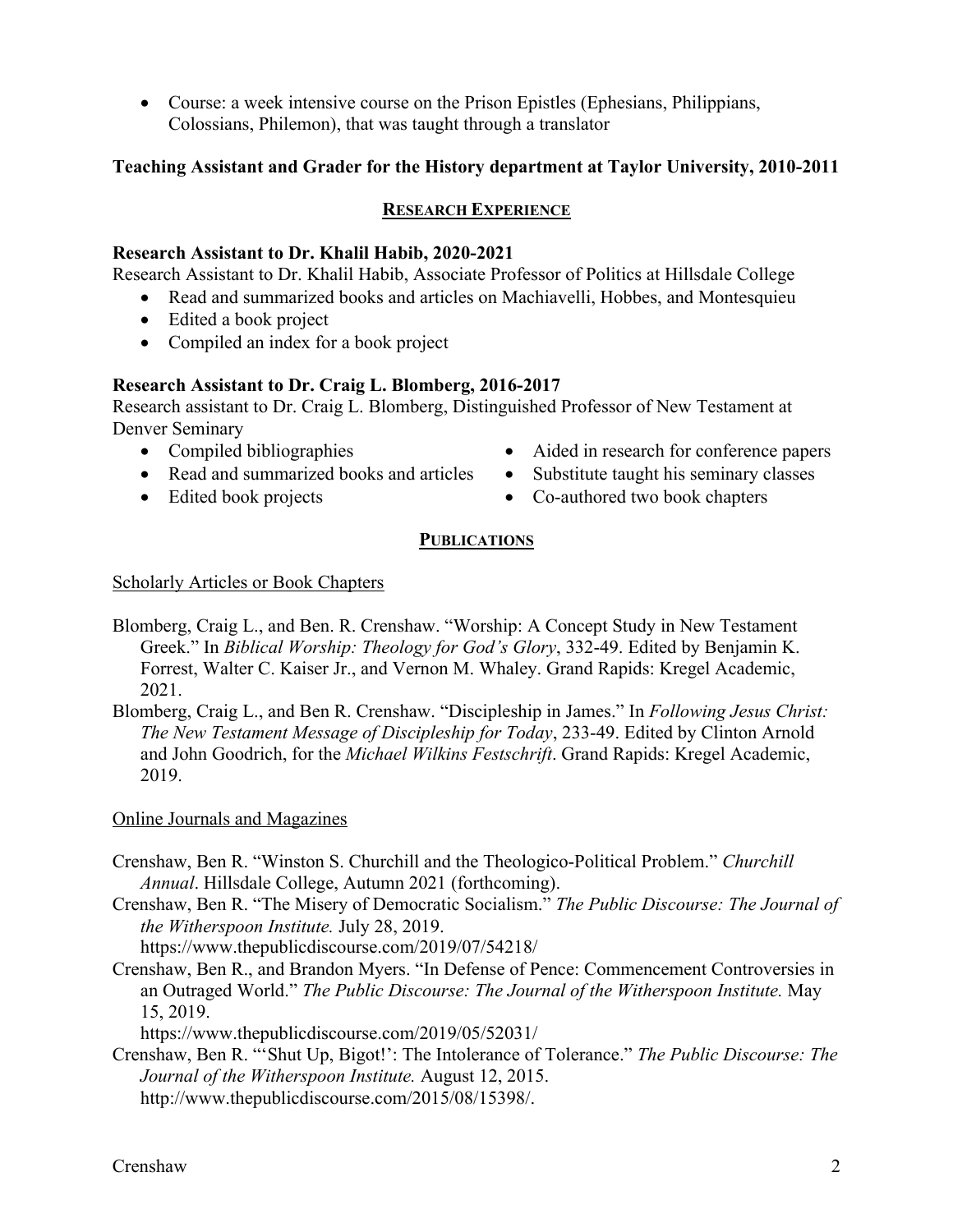- Course: a week intensive course on the Prison Epistles (Ephesians, Philippians, Colossians, Philemon), that was taught through a translator

**Teaching Assistant and Grader for the History department at Taylor University, 2010-2011**

## RESEARCH EXPERIENCE

**Research Assistant to Dr. Khalil Habib, 2020-2021**

Research Assistant to Dr. Khalil Habib, Associate Professor of Politics at Hillsdale College

- Read and summarized books and articles on Machiavelli, Hobbes, and Montesquieu
- Edited a book project
- Compiled an index for a book project

**Research Assistant to Dr. Craig L. Blomberg, 2016-2017**

Research assistant to Dr. Craig L. Blomberg, Distinguished Professor of New Testament at Denver Seminary

- Compiled bibliographies
- Read and summarized books and articles
- Edited book projects
- Aided in research for conference papers
- Substitute taught his seminary classes
- Co-authored two book chapters

## PUBLICATIONS

Scholarly Articles or Book Chapters

Blomberg, Craig L., and Ben. R. Crenshaw. "Worship: A Concept Study in New Testament Greek." In *Biblical Worship: Theology for God's Glory*, 332-49. Edited by Benjamin K. Forrest, Walter C. Kaiser Jr., and Vernon M. Whaley. Grand Rapids: Kregel Academic, 2021.

Blomberg, Craig L., and Ben R. Crenshaw. "Discipleship in James." In *Following Jesus Christ: The New Testament Message of Discipleship for Today*, 233-49. Edited by Clinton Arnold and John Goodrich, for the *Michael Wilkins Festschrift*. Grand Rapids: Kregel Academic, 2019.

Online Journals and Magazines

Crenshaw, Ben R. "Winston S. Churchill and the Theologico-Political Problem." *Churchill Annual*. Hillsdale College, Autumn 2021 (forthcoming).

Crenshaw, Ben R. "The Misery of Democratic Socialism." *The Public Discourse: The Journal of the Witherspoon Institute.* July 28, 2019. https://www.thepublicdiscourse.com/2019/07/54218/

Crenshaw, Ben R., and Brandon Myers. "In Defense of Pence: Commencement Controversies in an Outraged World." *The Public Discourse: The Journal of the Witherspoon Institute.* May 15, 2019. https://www.thepublicdiscourse.com/2019/05/52031/

Crenshaw, Ben R. "'Shut Up, Bigot!': The Intolerance of Tolerance." *The Public Discourse: The Journal of the Witherspoon Institute.* August 12, 2015. http://www.thepublicdiscourse.com/2015/08/15398/.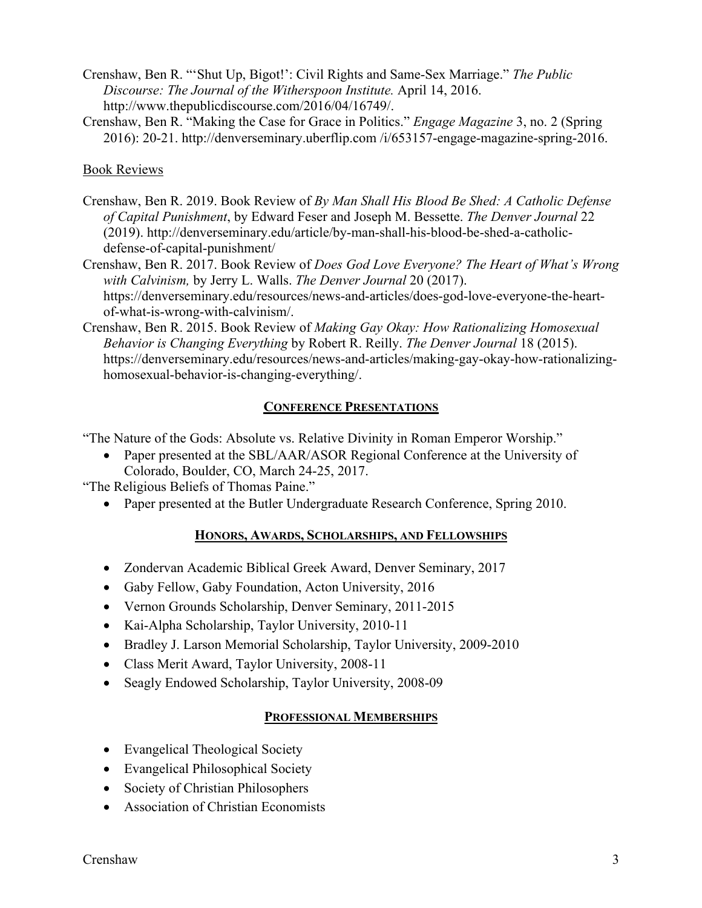Crenshaw, Ben R. "'Shut Up, Bigot!': Civil Rights and Same-Sex Marriage." *The Public Discourse: The Journal of the Witherspoon Institute.* April 14, 2016. http://www.thepublicdiscourse.com/2016/04/16749/.

Crenshaw, Ben R. "Making the Case for Grace in Politics." *Engage Magazine* 3, no. 2 (Spring 2016): 20-21. http://denverseminary.uberflip.com /i/653157-engage-magazine-spring-2016.

Book Reviews

Crenshaw, Ben R. 2019. Book Review of *By Man Shall His Blood Be Shed: A Catholic Defense of Capital Punishment*, by Edward Feser and Joseph M. Bessette. *The Denver Journal* 22 (2019). http://denverseminary.edu/article/by-man-shall-his-blood-be-shed-a-catholic-defense-of-capital-punishment/

Crenshaw, Ben R. 2017. Book Review of *Does God Love Everyone? The Heart of What's Wrong with Calvinism,* by Jerry L. Walls. *The Denver Journal* 20 (2017). https://denverseminary.edu/resources/news-and-articles/does-god-love-everyone-the-heart-of-what-is-wrong-with-calvinism/.

Crenshaw, Ben R. 2015. Book Review of *Making Gay Okay: How Rationalizing Homosexual Behavior is Changing Everything* by Robert R. Reilly. *The Denver Journal* 18 (2015). https://denverseminary.edu/resources/news-and-articles/making-gay-okay-how-rationalizing-homosexual-behavior-is-changing-everything/.

## CONFERENCE PRESENTATIONS

"The Nature of the Gods: Absolute vs. Relative Divinity in Roman Emperor Worship."

- Paper presented at the SBL/AAR/ASOR Regional Conference at the University of Colorado, Boulder, CO, March 24-25, 2017.

"The Religious Beliefs of Thomas Paine."

- Paper presented at the Butler Undergraduate Research Conference, Spring 2010.

## HONORS, AWARDS, SCHOLARSHIPS, AND FELLOWSHIPS

- Zondervan Academic Biblical Greek Award, Denver Seminary, 2017
- Gaby Fellow, Gaby Foundation, Acton University, 2016
- Vernon Grounds Scholarship, Denver Seminary, 2011-2015
- Kai-Alpha Scholarship, Taylor University, 2010-11
- Bradley J. Larson Memorial Scholarship, Taylor University, 2009-2010
- Class Merit Award, Taylor University, 2008-11
- Seagly Endowed Scholarship, Taylor University, 2008-09

## PROFESSIONAL MEMBERSHIPS

- Evangelical Theological Society
- Evangelical Philosophical Society
- Society of Christian Philosophers
- Association of Christian Economists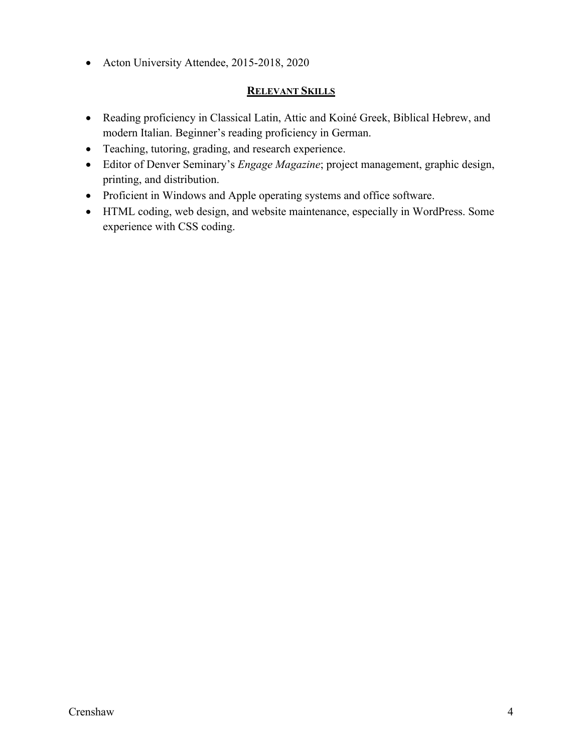- Acton University Attendee, 2015-2018, 2020

## **Relevant Skills**

- Reading proficiency in Classical Latin, Attic and Koiné Greek, Biblical Hebrew, and modern Italian. Beginner's reading proficiency in German.
- Teaching, tutoring, grading, and research experience.
- Editor of Denver Seminary's *Engage Magazine*; project management, graphic design, printing, and distribution.
- Proficient in Windows and Apple operating systems and office software.
- HTML coding, web design, and website maintenance, especially in WordPress. Some experience with CSS coding.